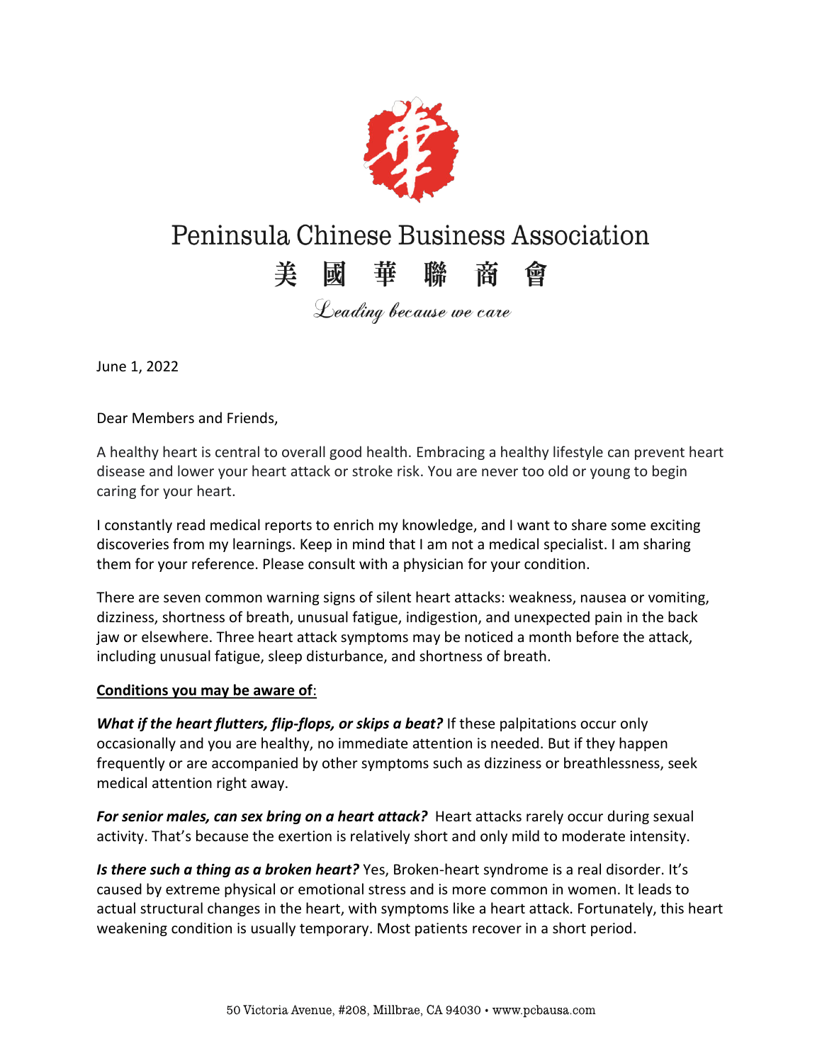# Peninsula Chinese Business Association

美 國 華 聯 商 會

*Leading because we care*

June 1, 2022

Dear Members and Friends,

A healthy heart is central to overall good health. Embracing a healthy lifestyle can prevent heart disease and lower your heart attack or stroke risk. You are never too old or young to begin caring for your heart.

I constantly read medical reports to enrich my knowledge, and I want to share some exciting discoveries from my learnings. Keep in mind that I am not a medical specialist. I am sharing them for your reference. Please consult with a physician for your condition.

There are seven common warning signs of silent heart attacks: weakness, nausea or vomiting, dizziness, shortness of breath, unusual fatigue, indigestion, and unexpected pain in the back jaw or elsewhere. Three heart attack symptoms may be noticed a month before the attack, including unusual fatigue, sleep disturbance, and shortness of breath.

**Conditions you may be aware of**:

***What if the heart flutters, flip-flops, or skips a beat?*** If these palpitations occur only occasionally and you are healthy, no immediate attention is needed. But if they happen frequently or are accompanied by other symptoms such as dizziness or breathlessness, seek medical attention right away.

***For senior males, can sex bring on a heart attack?*** Heart attacks rarely occur during sexual activity. That's because the exertion is relatively short and only mild to moderate intensity.

***Is there such a thing as a broken heart?*** Yes, Broken-heart syndrome is a real disorder. It's caused by extreme physical or emotional stress and is more common in women. It leads to actual structural changes in the heart, with symptoms like a heart attack. Fortunately, this heart weakening condition is usually temporary. Most patients recover in a short period.

50 Victoria Avenue, #208, Millbrae, CA 94030 • www.pcbausa.com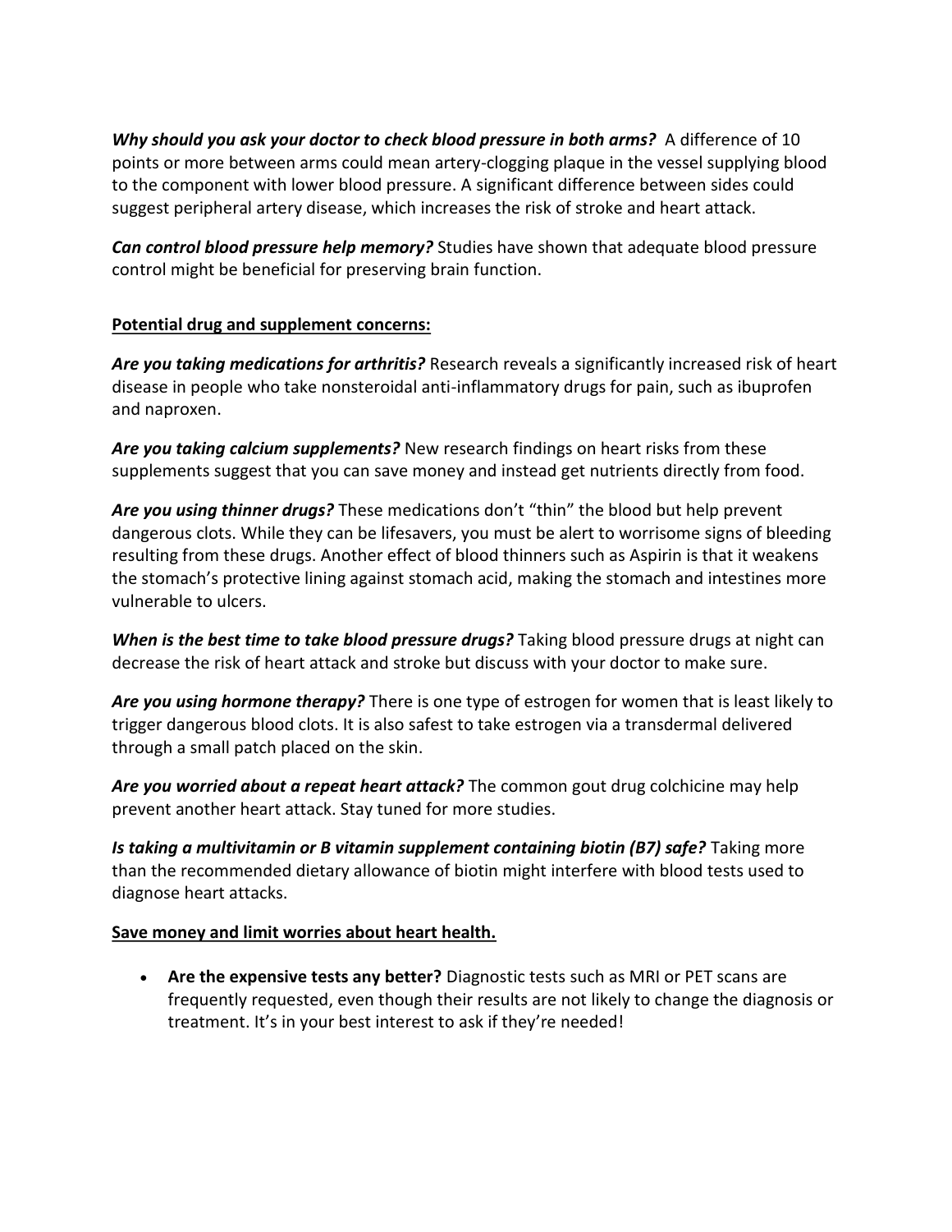***Why should you ask your doctor to check blood pressure in both arms?*** A difference of 10 points or more between arms could mean artery-clogging plaque in the vessel supplying blood to the component with lower blood pressure. A significant difference between sides could suggest peripheral artery disease, which increases the risk of stroke and heart attack.

***Can control blood pressure help memory?*** Studies have shown that adequate blood pressure control might be beneficial for preserving brain function.

**<u>Potential drug and supplement concerns:</u>**

***Are you taking medications for arthritis?*** Research reveals a significantly increased risk of heart disease in people who take nonsteroidal anti-inflammatory drugs for pain, such as ibuprofen and naproxen.

***Are you taking calcium supplements?*** New research findings on heart risks from these supplements suggest that you can save money and instead get nutrients directly from food.

***Are you using thinner drugs?*** These medications don't "thin" the blood but help prevent dangerous clots. While they can be lifesavers, you must be alert to worrisome signs of bleeding resulting from these drugs. Another effect of blood thinners such as Aspirin is that it weakens the stomach's protective lining against stomach acid, making the stomach and intestines more vulnerable to ulcers.

***When is the best time to take blood pressure drugs?*** Taking blood pressure drugs at night can decrease the risk of heart attack and stroke but discuss with your doctor to make sure.

***Are you using hormone therapy?*** There is one type of estrogen for women that is least likely to trigger dangerous blood clots. It is also safest to take estrogen via a transdermal delivered through a small patch placed on the skin.

***Are you worried about a repeat heart attack?*** The common gout drug colchicine may help prevent another heart attack. Stay tuned for more studies.

***Is taking a multivitamin or B vitamin supplement containing biotin (B7) safe?*** Taking more than the recommended dietary allowance of biotin might interfere with blood tests used to diagnose heart attacks.

**<u>Save money and limit worries about heart health.</u>**

- **Are the expensive tests any better?** Diagnostic tests such as MRI or PET scans are frequently requested, even though their results are not likely to change the diagnosis or treatment. It's in your best interest to ask if they're needed!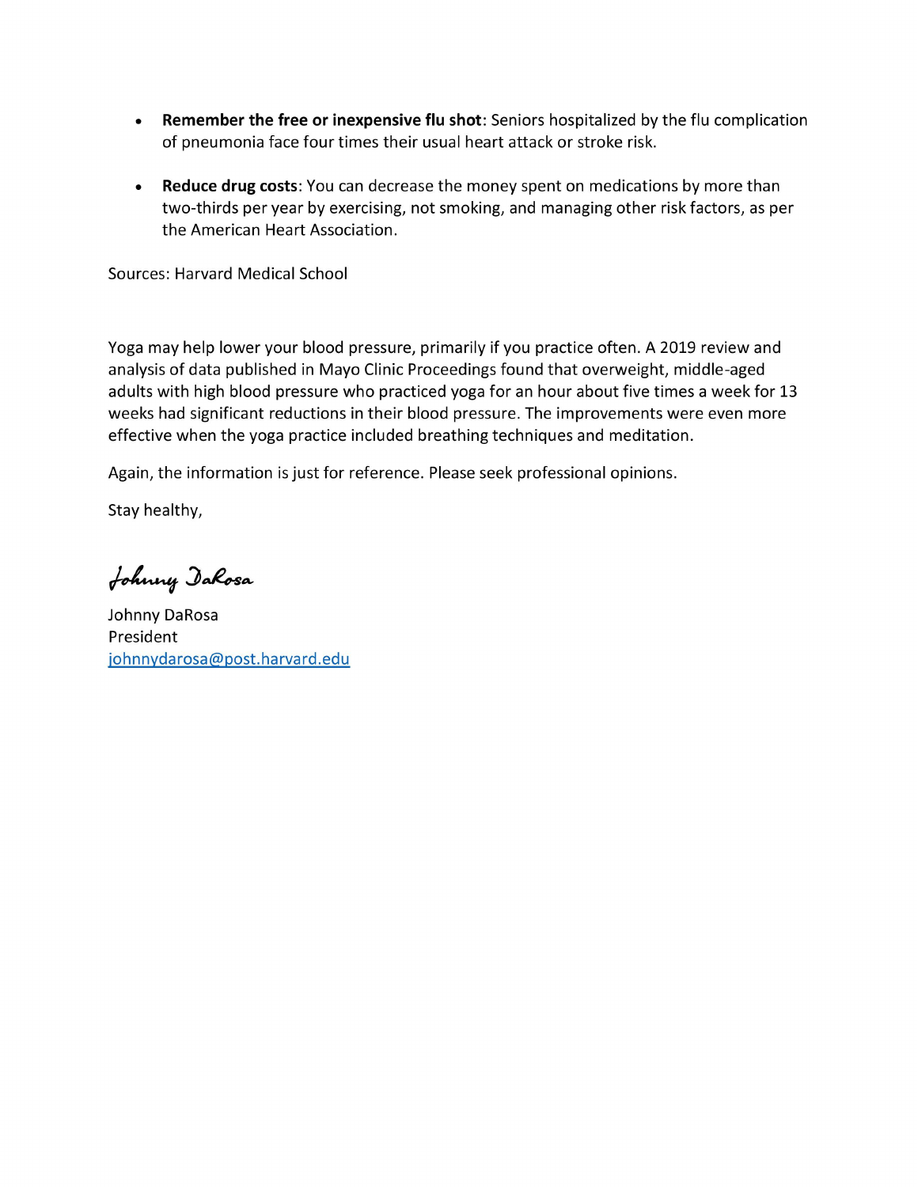- **Remember the free or inexpensive flu shot**: Seniors hospitalized by the flu complication of pneumonia face four times their usual heart attack or stroke risk.

- **Reduce drug costs**: You can decrease the money spent on medications by more than two-thirds per year by exercising, not smoking, and managing other risk factors, as per the American Heart Association.

Sources: Harvard Medical School

Yoga may help lower your blood pressure, primarily if you practice often. A 2019 review and analysis of data published in Mayo Clinic Proceedings found that overweight, middle-aged adults with high blood pressure who practiced yoga for an hour about five times a week for 13 weeks had significant reductions in their blood pressure. The improvements were even more effective when the yoga practice included breathing techniques and meditation.

Again, the information is just for reference. Please seek professional opinions.

Stay healthy,

*Johnny DaRosa*

Johnny DaRosa
President
johnnydarosa@post.harvard.edu